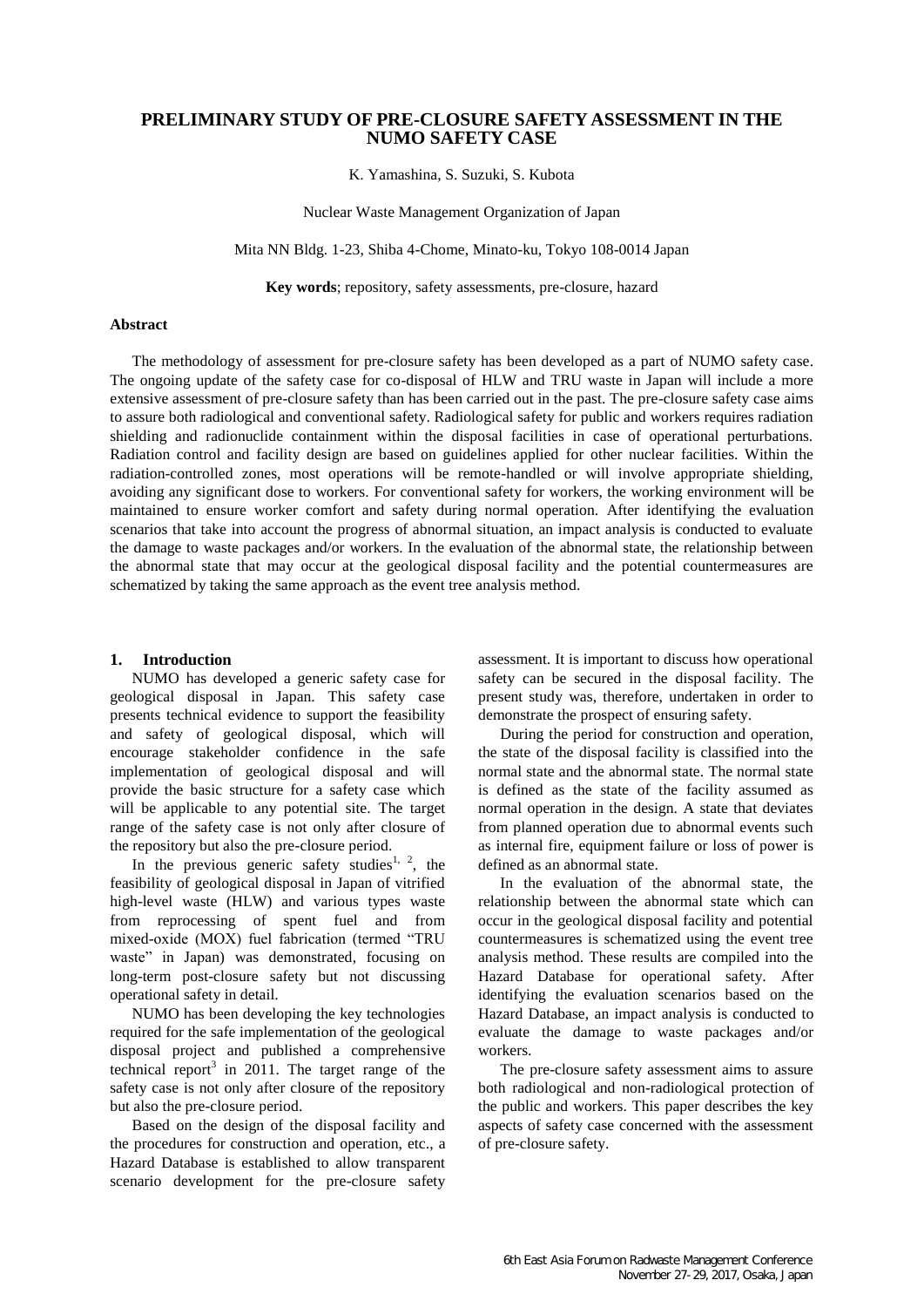# PRELIMINARY STUDY OF PRE-CLOSURE SAFETY ASSESSMENT IN THE NUMO SAFETY CASE

K. Yamashina, S. Suzuki, S. Kubota

Nuclear Waste Management Organization of Japan

Mita NN Bldg. 1-23, Shiba 4-Chome, Minato-ku, Tokyo 108-0014 Japan

**Key words**; repository, safety assessments, pre-closure, hazard

### Abstract

The methodology of assessment for pre-closure safety has been developed as a part of NUMO safety case. The ongoing update of the safety case for co-disposal of HLW and TRU waste in Japan will include a more extensive assessment of pre-closure safety than has been carried out in the past. The pre-closure safety case aims to assure both radiological and conventional safety. Radiological safety for public and workers requires radiation shielding and radionuclide containment within the disposal facilities in case of operational perturbations. Radiation control and facility design are based on guidelines applied for other nuclear facilities. Within the radiation-controlled zones, most operations will be remote-handled or will involve appropriate shielding, avoiding any significant dose to workers. For conventional safety for workers, the working environment will be maintained to ensure worker comfort and safety during normal operation. After identifying the evaluation scenarios that take into account the progress of abnormal situation, an impact analysis is conducted to evaluate the damage to waste packages and/or workers. In the evaluation of the abnormal state, the relationship between the abnormal state that may occur at the geological disposal facility and the potential countermeasures are schematized by taking the same approach as the event tree analysis method.

## 1. Introduction

NUMO has developed a generic safety case for geological disposal in Japan. This safety case presents technical evidence to support the feasibility and safety of geological disposal, which will encourage stakeholder confidence in the safe implementation of geological disposal and will provide the basic structure for a safety case which will be applicable to any potential site. The target range of the safety case is not only after closure of the repository but also the pre-closure period.

In the previous generic safety studies[1, 2], the feasibility of geological disposal in Japan of vitrified high-level waste (HLW) and various types waste from reprocessing of spent fuel and from mixed-oxide (MOX) fuel fabrication (termed "TRU waste" in Japan) was demonstrated, focusing on long-term post-closure safety but not discussing operational safety in detail.

NUMO has been developing the key technologies required for the safe implementation of the geological disposal project and published a comprehensive technical report[3] in 2011. The target range of the safety case is not only after closure of the repository but also the pre-closure period.

Based on the design of the disposal facility and the procedures for construction and operation, etc., a Hazard Database is established to allow transparent scenario development for the pre-closure safety assessment. It is important to discuss how operational safety can be secured in the disposal facility. The present study was, therefore, undertaken in order to demonstrate the prospect of ensuring safety.

During the period for construction and operation, the state of the disposal facility is classified into the normal state and the abnormal state. The normal state is defined as the state of the facility assumed as normal operation in the design. A state that deviates from planned operation due to abnormal events such as internal fire, equipment failure or loss of power is defined as an abnormal state.

In the evaluation of the abnormal state, the relationship between the abnormal state which can occur in the geological disposal facility and potential countermeasures is schematized using the event tree analysis method. These results are compiled into the Hazard Database for operational safety. After identifying the evaluation scenarios based on the Hazard Database, an impact analysis is conducted to evaluate the damage to waste packages and/or workers.

The pre-closure safety assessment aims to assure both radiological and non-radiological protection of the public and workers. This paper describes the key aspects of safety case concerned with the assessment of pre-closure safety.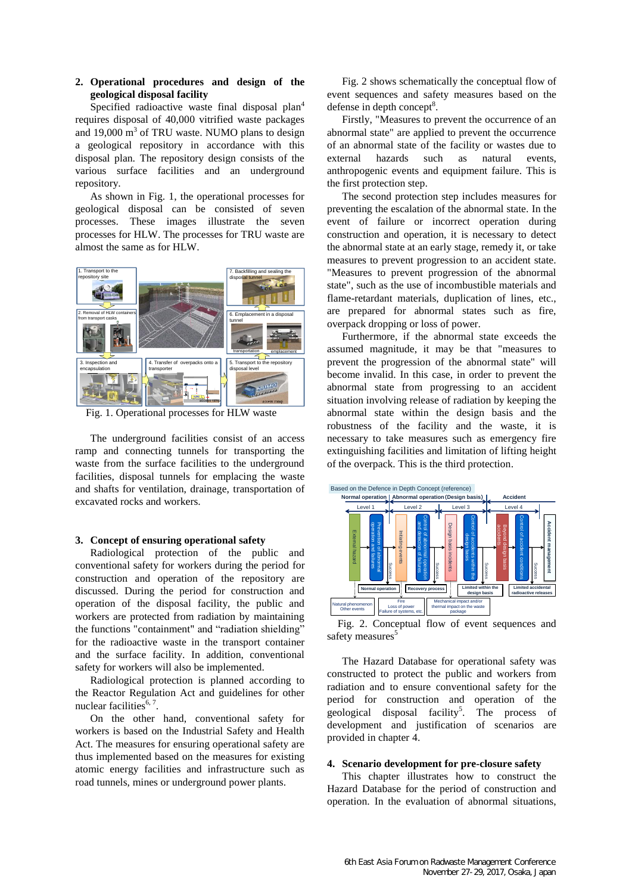## 2. Operational procedures and design of the geological disposal facility

Specified radioactive waste final disposal plan[4] requires disposal of 40,000 vitrified waste packages and 19,000 $m^3$ of TRU waste. NUMO plans to design a geological repository in accordance with this disposal plan. The repository design consists of the various surface facilities and an underground repository.

As shown in Fig. 1, the operational processes for geological disposal can be consisted of seven processes. These images illustrate the seven processes for HLW. The processes for TRU waste are almost the same as for HLW.

Fig. 1. Operational processes for HLW waste

The underground facilities consist of an access ramp and connecting tunnels for transporting the waste from the surface facilities to the underground facilities, disposal tunnels for emplacing the waste and shafts for ventilation, drainage, transportation of excavated rocks and workers.

## 3. Concept of ensuring operational safety

Radiological protection of the public and conventional safety for workers during the period for construction and operation of the repository are discussed. During the period for construction and operation of the disposal facility, the public and workers are protected from radiation by maintaining the functions "containment" and "radiation shielding" for the radioactive waste in the transport container and the surface facility. In addition, conventional safety for workers will also be implemented.

Radiological protection is planned according to the Reactor Regulation Act and guidelines for other nuclear facilities[6, 7].

On the other hand, conventional safety for workers is based on the Industrial Safety and Health Act. The measures for ensuring operational safety are thus implemented based on the measures for existing atomic energy facilities and infrastructure such as road tunnels, mines or underground power plants.

Fig. 2 shows schematically the conceptual flow of event sequences and safety measures based on the defense in depth concept[8].

Firstly, "Measures to prevent the occurrence of an abnormal state" are applied to prevent the occurrence of an abnormal state of the facility or wastes due to external hazards such as natural events, anthropogenic events and equipment failure. This is the first protection step.

The second protection step includes measures for preventing the escalation of the abnormal state. In the event of failure or incorrect operation during construction and operation, it is necessary to detect the abnormal state at an early stage, remedy it, or take measures to prevent progression to an accident state. "Measures to prevent progression of the abnormal state", such as the use of incombustible materials and flame-retardant materials, duplication of lines, etc., are prepared for abnormal states such as fire, overpack dropping or loss of power.

Furthermore, if the abnormal state exceeds the assumed magnitude, it may be that "measures to prevent the progression of the abnormal state" will become invalid. In this case, in order to prevent the abnormal state from progressing to an accident situation involving release of radiation by keeping the abnormal state within the design basis and the robustness of the facility and the waste, it is necessary to take measures such as emergency fire extinguishing facilities and limitation of lifting height of the overpack. This is the third protection.

Fig. 2. Conceptual flow of event sequences and safety measures[5]

The Hazard Database for operational safety was constructed to protect the public and workers from radiation and to ensure conventional safety for the period for construction and operation of the geological disposal facility[5]. The process of development and justification of scenarios are provided in chapter 4.

## 4. Scenario development for pre-closure safety

This chapter illustrates how to construct the Hazard Database for the period of construction and operation. In the evaluation of abnormal situations,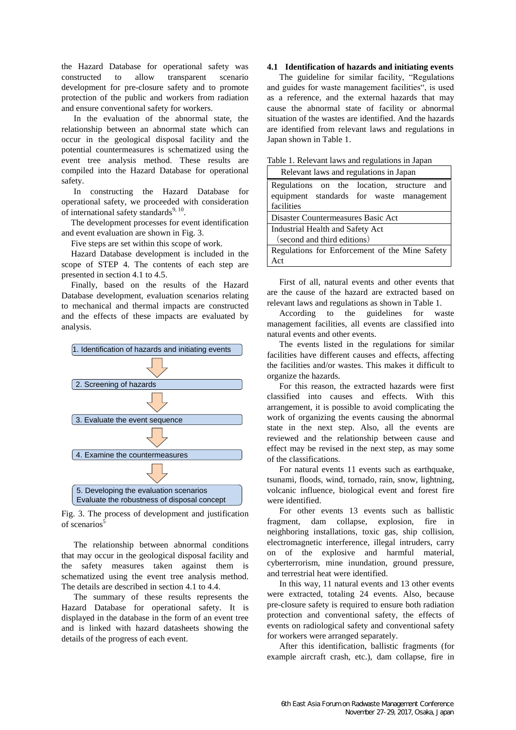the Hazard Database for operational safety was constructed to allow transparent scenario development for pre-closure safety and to promote protection of the public and workers from radiation and ensure conventional safety for workers.

In the evaluation of the abnormal state, the relationship between an abnormal state which can occur in the geological disposal facility and the potential countermeasures is schematized using the event tree analysis method. These results are compiled into the Hazard Database for operational safety.

In constructing the Hazard Database for operational safety, we proceeded with consideration of international safety standards[9, 10].

The development processes for event identification and event evaluation are shown in Fig. 3.

Five steps are set within this scope of work.

Hazard Database development is included in the scope of STEP 4. The contents of each step are presented in section 4.1 to 4.5.

Finally, based on the results of the Hazard Database development, evaluation scenarios relating to mechanical and thermal impacts are constructed and the effects of these impacts are evaluated by analysis.

1. Identification of hazards and initiating events
2. Screening of hazards
3. Evaluate the event sequence
4. Examine the countermeasures
5. Developing the evaluation scenarios Evaluate the robustness of disposal concept

Fig. 3. The process of development and justification of scenarios[5]

The relationship between abnormal conditions that may occur in the geological disposal facility and the safety measures taken against them is schematized using the event tree analysis method. The details are described in section 4.1 to 4.4.

The summary of these results represents the Hazard Database for operational safety. It is displayed in the database in the form of an event tree and is linked with hazard datasheets showing the details of the progress of each event.

### 4.1 Identification of hazards and initiating events

The guideline for similar facility, "Regulations and guides for waste management facilities", is used as a reference, and the external hazards that may cause the abnormal state of facility or abnormal situation of the wastes are identified. And the hazards are identified from relevant laws and regulations in Japan shown in Table 1.

Table 1. Relevant laws and regulations in Japan

| Relevant laws and regulations in Japan |
|---|
| Regulations on the location, structure and equipment standards for waste management facilities |
| Disaster Countermeasures Basic Act |
| Industrial Health and Safety Act （second and third editions） |
| Regulations for Enforcement of the Mine Safety Act |

First of all, natural events and other events that are the cause of the hazard are extracted based on relevant laws and regulations as shown in Table 1.

According to the guidelines for waste management facilities, all events are classified into natural events and other events.

The events listed in the regulations for similar facilities have different causes and effects, affecting the facilities and/or wastes. This makes it difficult to organize the hazards.

For this reason, the extracted hazards were first classified into causes and effects. With this arrangement, it is possible to avoid complicating the work of organizing the events causing the abnormal state in the next step. Also, all the events are reviewed and the relationship between cause and effect may be revised in the next step, as may some of the classifications.

For natural events 11 events such as earthquake, tsunami, floods, wind, tornado, rain, snow, lightning, volcanic influence, biological event and forest fire were identified.

For other events 13 events such as ballistic fragment, dam collapse, explosion, fire in neighboring installations, toxic gas, ship collision, electromagnetic interference, illegal intruders, carry on of the explosive and harmful material, cyberterrorism, mine inundation, ground pressure, and terrestrial heat were identified.

In this way, 11 natural events and 13 other events were extracted, totaling 24 events. Also, because pre-closure safety is required to ensure both radiation protection and conventional safety, the effects of events on radiological safety and conventional safety for workers were arranged separately.

After this identification, ballistic fragments (for example aircraft crash, etc.), dam collapse, fire in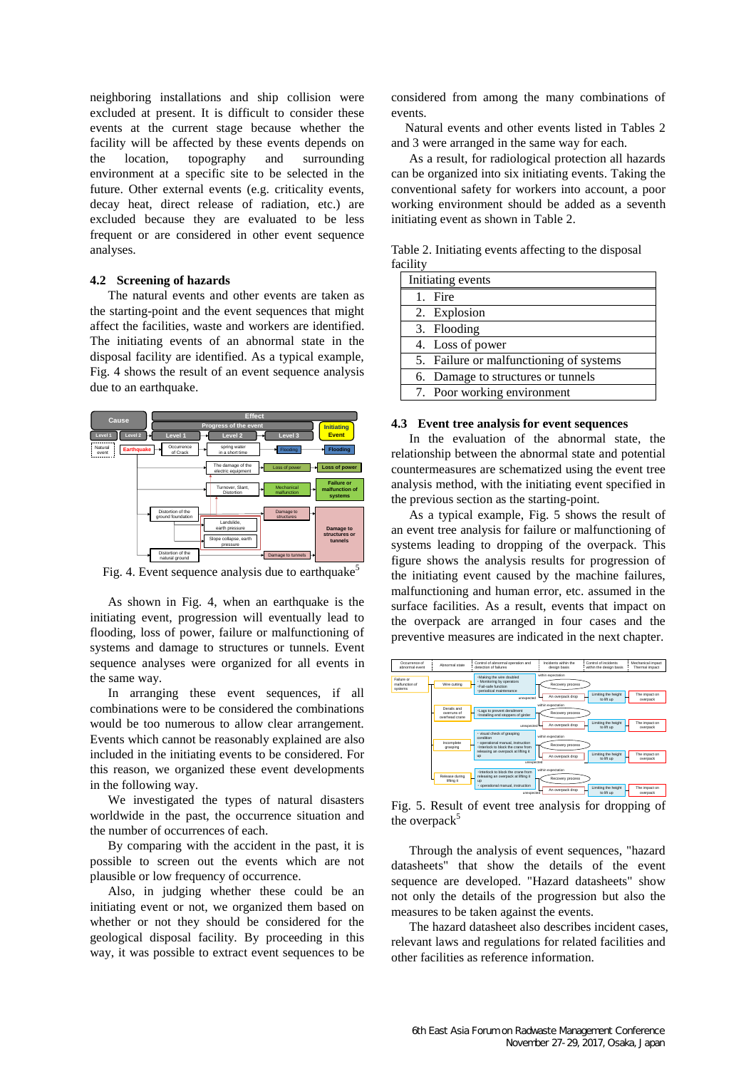neighboring installations and ship collision were excluded at present. It is difficult to consider these events at the current stage because whether the facility will be affected by these events depends on the location, topography and surrounding environment at a specific site to be selected in the future. Other external events (e.g. criticality events, decay heat, direct release of radiation, etc.) are excluded because they are evaluated to be less frequent or are considered in other event sequence analyses.

### 4.2 Screening of hazards

The natural events and other events are taken as the starting-point and the event sequences that might affect the facilities, waste and workers are identified. The initiating events of an abnormal state in the disposal facility are identified. As a typical example, Fig. 4 shows the result of an event sequence analysis due to an earthquake.

Fig. 4. Event sequence analysis due to earthquake[5]

As shown in Fig. 4, when an earthquake is the initiating event, progression will eventually lead to flooding, loss of power, failure or malfunctioning of systems and damage to structures or tunnels. Event sequence analyses were organized for all events in the same way.

In arranging these event sequences, if all combinations of events were to be considered the combinations would be too numerous to allow clear arrangement. Events which cannot be reasonably explained are also included in the initiating events to be considered. For this reason, we organized these event developments in the following way.

We investigated the types of natural disasters worldwide in the past, the occurrence situation and the number of occurrences of each.

By comparing with the accident in the past, it is possible to screen out the events which are not plausible or low frequency of occurrence.

Also, in judging whether these could be an initiating event or not, we organized them based on whether or not they should be considered for the geological disposal facility. By proceeding in this way, it was possible to extract event sequences to be considered from among the many combinations of events.

Natural events and other events listed in Tables 2 and 3 were arranged in the same way for each.

As a result, for radiological protection all hazards can be organized into six initiating events. Taking the conventional safety for workers into account, a poor working environment should be added as a seventh initiating event as shown in Table 2.

Table 2. Initiating events affecting to the disposal facility

| Initiating events |
|---|
| 1. Fire |
| 2. Explosion |
| 3. Flooding |
| 4. Loss of power |
| 5. Failure or malfunction of systems |
| 6. Damage to structures or tunnels |
| 7. Poor working environment |

### 4.3 Event tree analysis for event sequences

In the evaluation of the abnormal state, the relationship between the abnormal state and potential countermeasures are schematized using the event tree analysis method, with the initiating event specified in the previous section as the starting-point.

As a typical example, Fig. 5 shows the result of an event tree analysis for failure or malfunctioning of systems leading to dropping of the overpack. This figure shows the analysis results for progression of the initiating event caused by the machine failures, malfunctioning and human error, etc. assumed in the surface facilities. As a result, events that impact on the overpack are arranged in four cases and the preventive measures are indicated in the next chapter.

Fig. 5. Result of event tree analysis for dropping of the overpack[5]

Through the analysis of event sequences, "hazard datasheets" that show the details of the event sequence are developed. "Hazard datasheets" show not only the details of the progression but also the measures to be taken against the events.

The hazard datasheet also describes incident cases, relevant laws and regulations for related facilities and other facilities as reference information.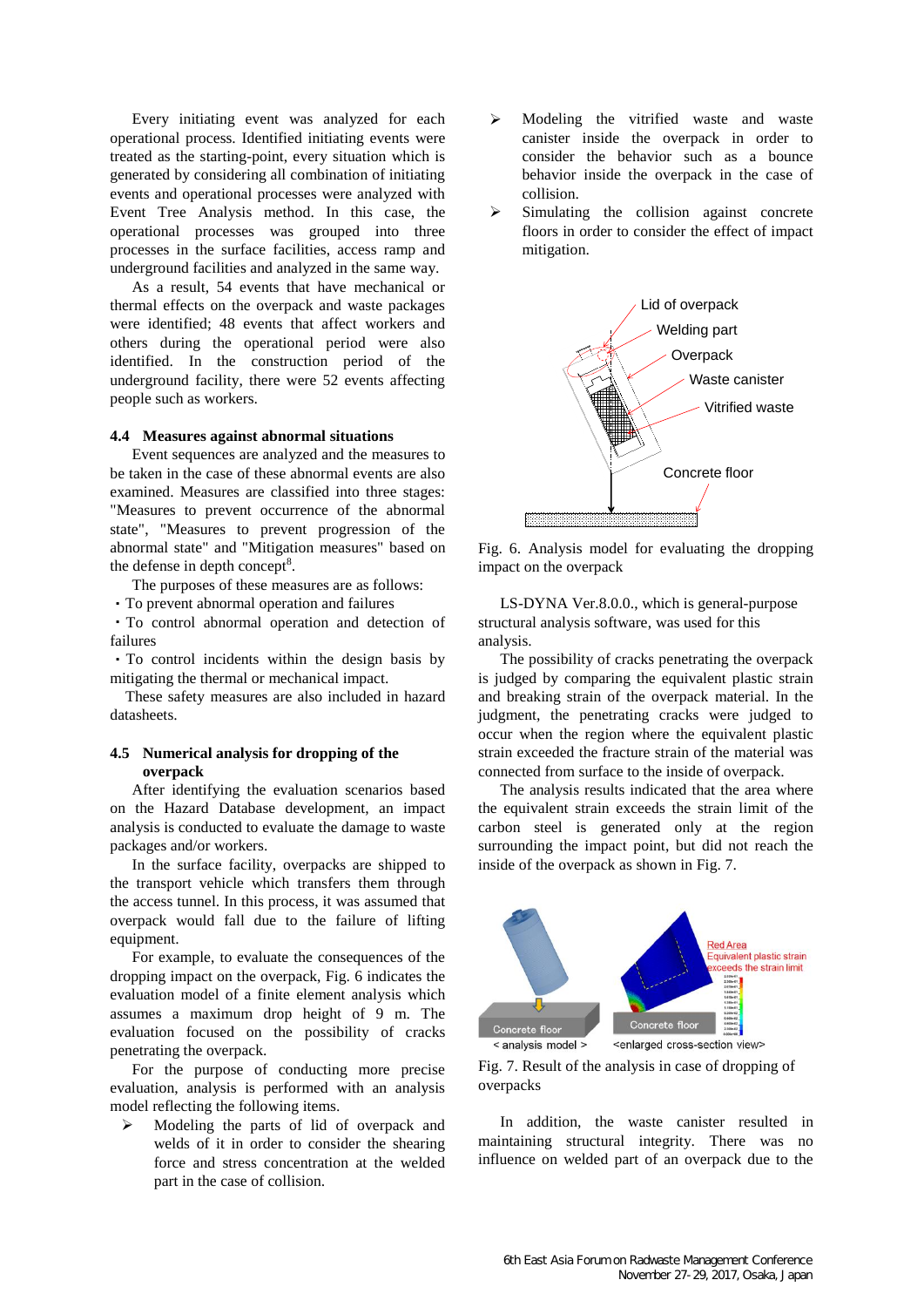Every initiating event was analyzed for each operational process. Identified initiating events were treated as the starting-point, every situation which is generated by considering all combination of initiating events and operational processes were analyzed with Event Tree Analysis method. In this case, the operational processes was grouped into three processes in the surface facilities, access ramp and underground facilities and analyzed in the same way.

As a result, 54 events that have mechanical or thermal effects on the overpack and waste packages were identified; 48 events that affect workers and others during the operational period were also identified. In the construction period of the underground facility, there were 52 events affecting people such as workers.

### 4.4 Measures against abnormal situations

Event sequences are analyzed and the measures to be taken in the case of these abnormal events are also examined. Measures are classified into three stages: "Measures to prevent occurrence of the abnormal state", "Measures to prevent progression of the abnormal state" and "Mitigation measures" based on the defense in depth concept[8].

The purposes of these measures are as follows:

- To prevent abnormal operation and failures
- To control abnormal operation and detection of failures
- To control incidents within the design basis by mitigating the thermal or mechanical impact.

These safety measures are also included in hazard datasheets.

### 4.5 Numerical analysis for dropping of the overpack

After identifying the evaluation scenarios based on the Hazard Database development, an impact analysis is conducted to evaluate the damage to waste packages and/or workers.

In the surface facility, overpacks are shipped to the transport vehicle which transfers them through the access tunnel. In this process, it was assumed that overpack would fall due to the failure of lifting equipment.

For example, to evaluate the consequences of the dropping impact on the overpack, Fig. 6 indicates the evaluation model of a finite element analysis which assumes a maximum drop height of 9 m. The evaluation focused on the possibility of cracks penetrating the overpack.

For the purpose of conducting more precise evaluation, analysis is performed with an analysis model reflecting the following items.

- Modeling the parts of lid of overpack and welds of it in order to consider the shearing force and stress concentration at the welded part in the case of collision.
- Modeling the vitrified waste and waste canister inside the overpack in order to consider the behavior such as a bounce behavior inside the overpack in the case of collision.
- Simulating the collision against concrete floors in order to consider the effect of impact mitigation.

Fig. 6. Analysis model for evaluating the dropping impact on the overpack

LS-DYNA Ver.8.0.0., which is general-purpose structural analysis software, was used for this analysis.

The possibility of cracks penetrating the overpack is judged by comparing the equivalent plastic strain and breaking strain of the overpack material. In the judgment, the penetrating cracks were judged to occur when the region where the equivalent plastic strain exceeded the fracture strain of the material was connected from surface to the inside of overpack.

The analysis results indicated that the area where the equivalent strain exceeds the strain limit of the carbon steel is generated only at the region surrounding the impact point, but did not reach the inside of the overpack as shown in Fig. 7.

Fig. 7. Result of the analysis in case of dropping of overpacks

In addition, the waste canister resulted in maintaining structural integrity. There was no influence on welded part of an overpack due to the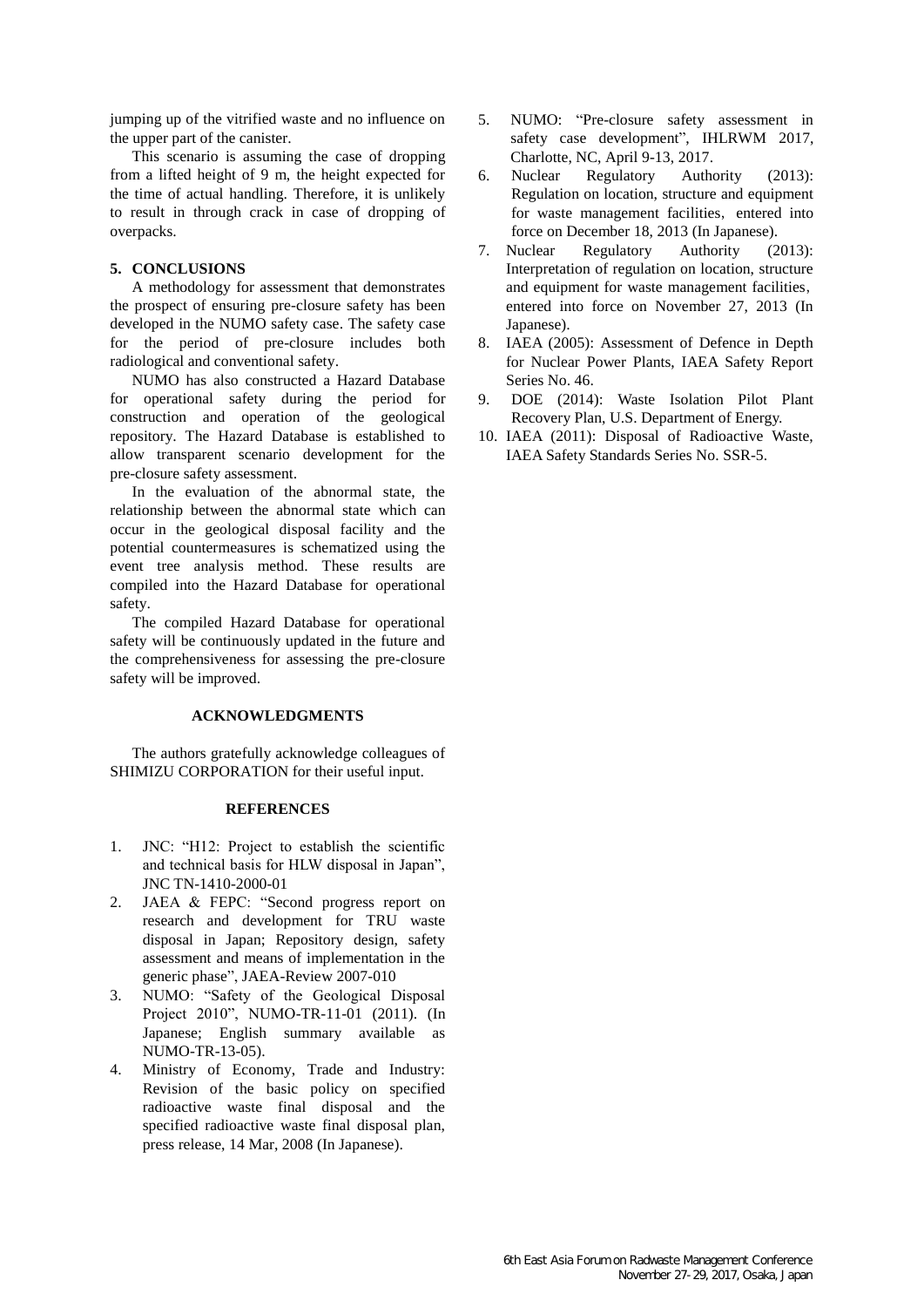jumping up of the vitrified waste and no influence on the upper part of the canister.

This scenario is assuming the case of dropping from a lifted height of 9 m, the height expected for the time of actual handling. Therefore, it is unlikely to result in through crack in case of dropping of overpacks.

## 5. CONCLUSIONS

A methodology for assessment that demonstrates the prospect of ensuring pre-closure safety has been developed in the NUMO safety case. The safety case for the period of pre-closure includes both radiological and conventional safety.

NUMO has also constructed a Hazard Database for operational safety during the period for construction and operation of the geological repository. The Hazard Database is established to allow transparent scenario development for the pre-closure safety assessment.

In the evaluation of the abnormal state, the relationship between the abnormal state which can occur in the geological disposal facility and the potential countermeasures is schematized using the event tree analysis method. These results are compiled into the Hazard Database for operational safety.

The compiled Hazard Database for operational safety will be continuously updated in the future and the comprehensiveness for assessing the pre-closure safety will be improved.

## ACKNOWLEDGMENTS

The authors gratefully acknowledge colleagues of SHIMIZU CORPORATION for their useful input.

## REFERENCES

1. JNC: "H12: Project to establish the scientific and technical basis for HLW disposal in Japan", JNC TN-1410-2000-01
2. JAEA & FEPC: "Second progress report on research and development for TRU waste disposal in Japan; Repository design, safety assessment and means of implementation in the generic phase", JAEA-Review 2007-010
3. NUMO: "Safety of the Geological Disposal Project 2010", NUMO-TR-11-01 (2011). (In Japanese; English summary available as NUMO-TR-13-05).
4. Ministry of Economy, Trade and Industry: Revision of the basic policy on specified radioactive waste final disposal and the specified radioactive waste final disposal plan, press release, 14 Mar, 2008 (In Japanese).
5. NUMO: "Pre-closure safety assessment in safety case development", IHLRWM 2017, Charlotte, NC, April 9-13, 2017.
6. Nuclear Regulatory Authority (2013): Regulation on location, structure and equipment for waste management facilities, entered into force on December 18, 2013 (In Japanese).
7. Nuclear Regulatory Authority (2013): Interpretation of regulation on location, structure and equipment for waste management facilities, entered into force on November 27, 2013 (In Japanese).
8. IAEA (2005): Assessment of Defence in Depth for Nuclear Power Plants, IAEA Safety Report Series No. 46.
9. DOE (2014): Waste Isolation Pilot Plant Recovery Plan, U.S. Department of Energy.
10. IAEA (2011): Disposal of Radioactive Waste, IAEA Safety Standards Series No. SSR-5.